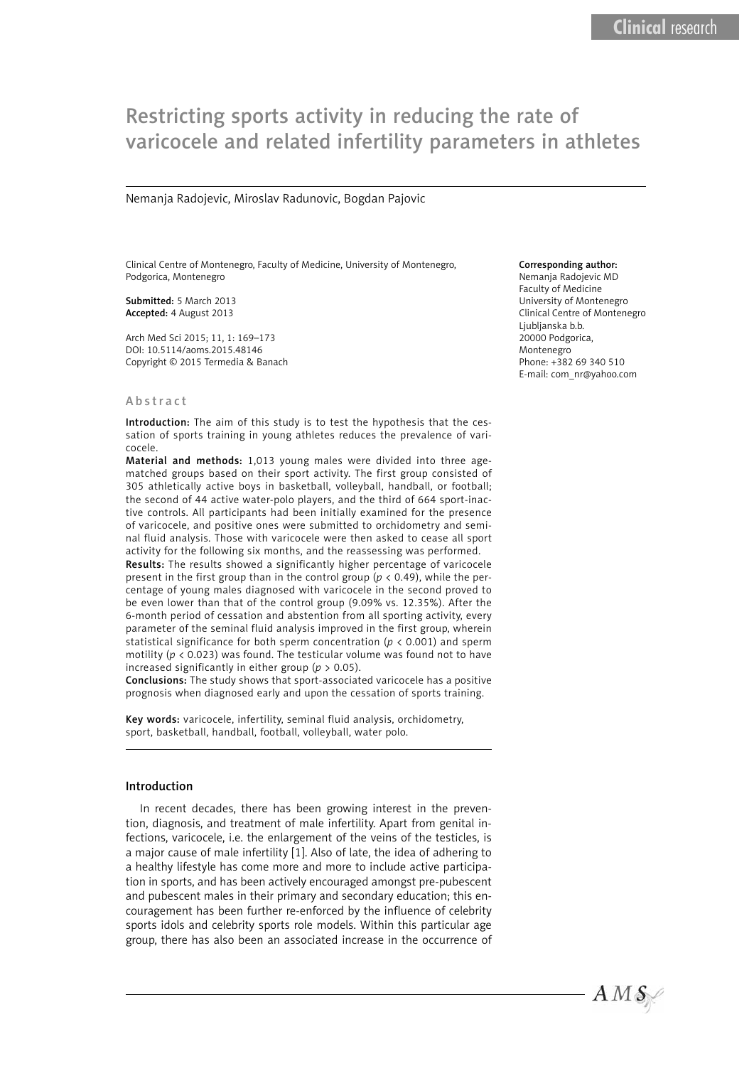Clinical research

# Restricting sports activity in reducing the rate of varicocele and related infertility parameters in athletes

Nemanja Radojevic, Miroslav Radunovic, Bogdan Pajovic

Clinical Centre of Montenegro, Faculty of Medicine, University of Montenegro, Podgorica, Montenegro

**Submitted:** 5 March 2013
**Accepted:** 4 August 2013

Arch Med Sci 2015; 11, 1: 169–173
DOI: 10.5114/aoms.2015.48146
Copyright © 2015 Termedia & Banach

**Corresponding author:**
Nemanja Radojevic MD
Faculty of Medicine
University of Montenegro
Clinical Centre of Montenegro
Ljubljanska b.b.
20000 Podgorica,
Montenegro
Phone: +382 69 340 510
E-mail: com_nr@yahoo.com

## Abstract

**Introduction:** The aim of this study is to test the hypothesis that the cessation of sports training in young athletes reduces the prevalence of varicocele.

**Material and methods:** 1,013 young males were divided into three age-matched groups based on their sport activity. The first group consisted of 305 athletically active boys in basketball, volleyball, handball, or football; the second of 44 active water-polo players, and the third of 664 sport-inactive controls. All participants had been initially examined for the presence of varicocele, and positive ones were submitted to orchidometry and seminal fluid analysis. Those with varicocele were then asked to cease all sport activity for the following six months, and the reassessing was performed.

**Results:** The results showed a significantly higher percentage of varicocele present in the first group than in the control group ($p < 0.49$), while the percentage of young males diagnosed with varicocele in the second proved to be even lower than that of the control group (9.09% vs. 12.35%). After the 6-month period of cessation and abstention from all sporting activity, every parameter of the seminal fluid analysis improved in the first group, wherein statistical significance for both sperm concentration ($p < 0.001$) and sperm motility ($p < 0.023$) was found. The testicular volume was found not to have increased significantly in either group ($p > 0.05$).

**Conclusions:** The study shows that sport-associated varicocele has a positive prognosis when diagnosed early and upon the cessation of sports training.

**Key words:** varicocele, infertility, seminal fluid analysis, orchidometry, sport, basketball, handball, football, volleyball, water polo.

## Introduction

In recent decades, there has been growing interest in the prevention, diagnosis, and treatment of male infertility. Apart from genital infections, varicocele, i.e. the enlargement of the veins of the testicles, is a major cause of male infertility [1]. Also of late, the idea of adhering to a healthy lifestyle has come more and more to include active participation in sports, and has been actively encouraged amongst pre-pubescent and pubescent males in their primary and secondary education; this encouragement has been further re-enforced by the influence of celebrity sports idols and celebrity sports role models. Within this particular age group, there has also been an associated increase in the occurrence of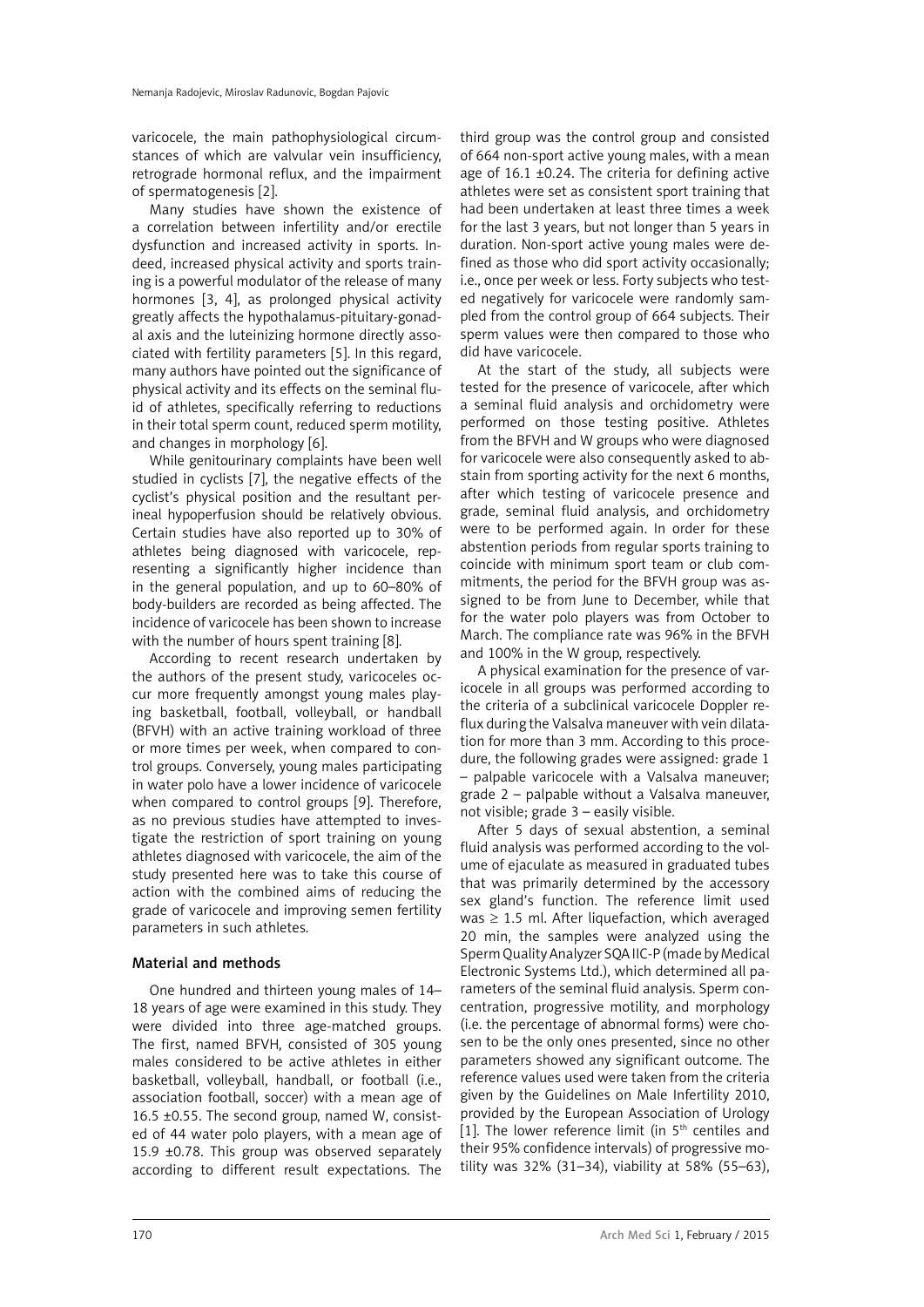varicocele, the main pathophysiological circumstances of which are valvular vein insufficiency, retrograde hormonal reflux, and the impairment of spermatogenesis [2].

Many studies have shown the existence of a correlation between infertility and/or erectile dysfunction and increased activity in sports. Indeed, increased physical activity and sports training is a powerful modulator of the release of many hormones [3, 4], as prolonged physical activity greatly affects the hypothalamus-pituitary-gonadal axis and the luteinizing hormone directly associated with fertility parameters [5]. In this regard, many authors have pointed out the significance of physical activity and its effects on the seminal fluid of athletes, specifically referring to reductions in their total sperm count, reduced sperm motility, and changes in morphology [6].

While genitourinary complaints have been well studied in cyclists [7], the negative effects of the cyclist's physical position and the resultant perineal hypoperfusion should be relatively obvious. Certain studies have also reported up to 30% of athletes being diagnosed with varicocele, representing a significantly higher incidence than in the general population, and up to 60–80% of body-builders are recorded as being affected. The incidence of varicocele has been shown to increase with the number of hours spent training [8].

According to recent research undertaken by the authors of the present study, varicoceles occur more frequently amongst young males playing basketball, football, volleyball, or handball (BFVH) with an active training workload of three or more times per week, when compared to control groups. Conversely, young males participating in water polo have a lower incidence of varicocele when compared to control groups [9]. Therefore, as no previous studies have attempted to investigate the restriction of sport training on young athletes diagnosed with varicocele, the aim of the study presented here was to take this course of action with the combined aims of reducing the grade of varicocele and improving semen fertility parameters in such athletes.

## Material and methods

One hundred and thirteen young males of 14–18 years of age were examined in this study. They were divided into three age-matched groups. The first, named BFVH, consisted of 305 young males considered to be active athletes in either basketball, volleyball, handball, or football (i.e., association football, soccer) with a mean age of 16.5 ±0.55. The second group, named W, consisted of 44 water polo players, with a mean age of 15.9 ±0.78. This group was observed separately according to different result expectations. The third group was the control group and consisted of 664 non-sport active young males, with a mean age of 16.1 ±0.24. The criteria for defining active athletes were set as consistent sport training that had been undertaken at least three times a week for the last 3 years, but not longer than 5 years in duration. Non-sport active young males were defined as those who did sport activity occasionally; i.e., once per week or less. Forty subjects who tested negatively for varicocele were randomly sampled from the control group of 664 subjects. Their sperm values were then compared to those who did have varicocele.

At the start of the study, all subjects were tested for the presence of varicocele, after which a seminal fluid analysis and orchidometry were performed on those testing positive. Athletes from the BFVH and W groups who were diagnosed for varicocele were also consequently asked to abstain from sporting activity for the next 6 months, after which testing of varicocele presence and grade, seminal fluid analysis, and orchidometry were to be performed again. In order for these abstention periods from regular sports training to coincide with minimum sport team or club commitments, the period for the BFVH group was assigned to be from June to December, while that for the water polo players was from October to March. The compliance rate was 96% in the BFVH and 100% in the W group, respectively.

A physical examination for the presence of varicocele in all groups was performed according to the criteria of a subclinical varicocele Doppler reflux during the Valsalva maneuver with vein dilatation for more than 3 mm. According to this procedure, the following grades were assigned: grade 1 – palpable varicocele with a Valsalva maneuver; grade 2 – palpable without a Valsalva maneuver, not visible; grade 3 – easily visible.

After 5 days of sexual abstention, a seminal fluid analysis was performed according to the volume of ejaculate as measured in graduated tubes that was primarily determined by the accessory sex gland's function. The reference limit used was ≥ 1.5 ml. After liquefaction, which averaged 20 min, the samples were analyzed using the Sperm Quality Analyzer SQA IIC-P (made by Medical Electronic Systems Ltd.), which determined all parameters of the seminal fluid analysis. Sperm concentration, progressive motility, and morphology (i.e. the percentage of abnormal forms) were chosen to be the only ones presented, since no other parameters showed any significant outcome. The reference values used were taken from the criteria given by the Guidelines on Male Infertility 2010, provided by the European Association of Urology [1]. The lower reference limit (in $5^{th}$ centiles and their 95% confidence intervals) of progressive motility was 32% (31–34), viability at 58% (55–63),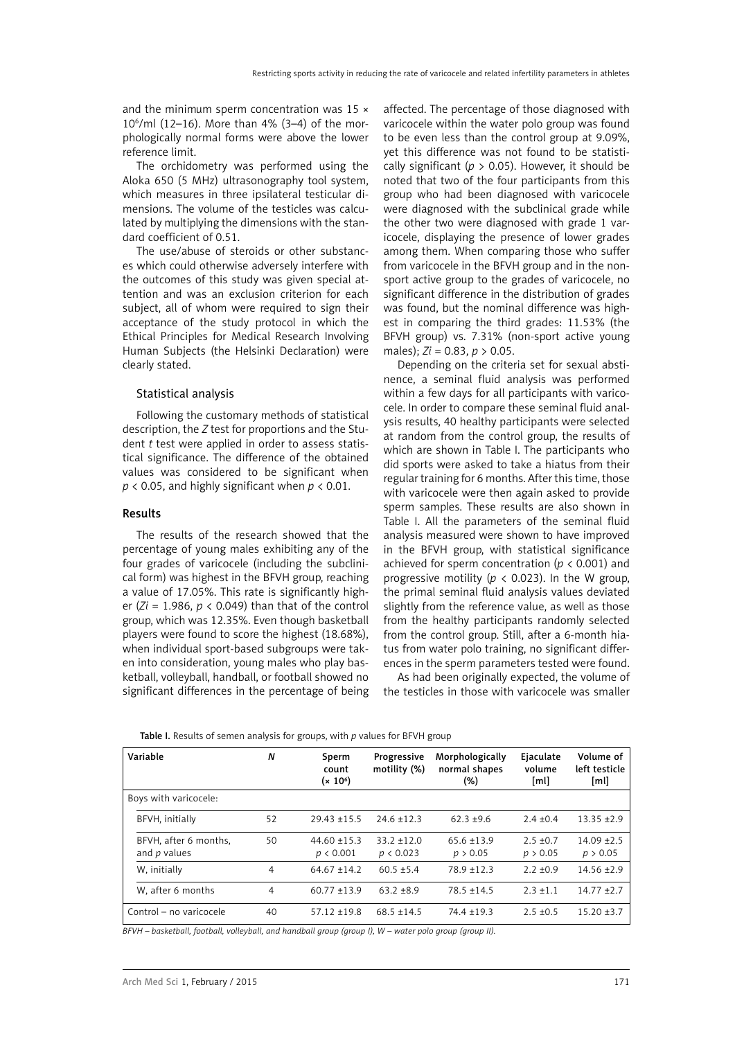and the minimum sperm concentration was 15 × $10^6$/ml (12–16). More than 4% (3–4) of the morphologically normal forms were above the lower reference limit.

The orchidometry was performed using the Aloka 650 (5 MHz) ultrasonography tool system, which measures in three ipsilateral testicular dimensions. The volume of the testicles was calculated by multiplying the dimensions with the standard coefficient of 0.51.

The use/abuse of steroids or other substances which could otherwise adversely interfere with the outcomes of this study was given special attention and was an exclusion criterion for each subject, all of whom were required to sign their acceptance of the study protocol in which the Ethical Principles for Medical Research Involving Human Subjects (the Helsinki Declaration) were clearly stated.

### Statistical analysis

Following the customary methods of statistical description, the *Z* test for proportions and the Student *t* test were applied in order to assess statistical significance. The difference of the obtained values was considered to be significant when $p < 0.05$, and highly significant when $p < 0.01$.

## Results

The results of the research showed that the percentage of young males exhibiting any of the four grades of varicocele (including the subclinical form) was highest in the BFVH group, reaching a value of 17.05%. This rate is significantly higher ($Zi = 1.986$, $p < 0.049$) than that of the control group, which was 12.35%. Even though basketball players were found to score the highest (18.68%), when individual sport-based subgroups were taken into consideration, young males who play basketball, volleyball, handball, or football showed no significant differences in the percentage of being affected. The percentage of those diagnosed with varicocele within the water polo group was found to be even less than the control group at 9.09%, yet this difference was not found to be statistically significant ($p > 0.05$). However, it should be noted that two of the four participants from this group who had been diagnosed with varicocele were diagnosed with the subclinical grade while the other two were diagnosed with grade 1 varicocele, displaying the presence of lower grades among them. When comparing those who suffer from varicocele in the BFVH group and in the non-sport active group to the grades of varicocele, no significant difference in the distribution of grades was found, but the nominal difference was highest in comparing the third grades: 11.53% (the BFVH group) vs. 7.31% (non-sport active young males); $Zi = 0.83$, $p > 0.05$.

Depending on the criteria set for sexual abstinence, a seminal fluid analysis was performed within a few days for all participants with varicocele. In order to compare these seminal fluid analysis results, 40 healthy participants were selected at random from the control group, the results of which are shown in Table I. The participants who did sports were asked to take a hiatus from their regular training for 6 months. After this time, those with varicocele were then again asked to provide sperm samples. These results are also shown in Table I. All the parameters of the seminal fluid analysis measured were shown to have improved in the BFVH group, with statistical significance achieved for sperm concentration ($p < 0.001$) and progressive motility ($p < 0.023$). In the W group, the primal seminal fluid analysis values deviated slightly from the reference value, as well as those from the healthy participants randomly selected from the control group. Still, after a 6-month hiatus from water polo training, no significant differences in the sperm parameters tested were found.

As had been originally expected, the volume of the testicles in those with varicocele was smaller

**Table I.** Results of semen analysis for groups, with *p* values for BFVH group

| Variable | *N* | Sperm count (× $10^6$) | Progressive motility (%) | Morphologically normal shapes (%) | Ejaculate volume [ml] | Volume of left testicle [ml] |
|---|---|---|---|---|---|---|
| Boys with varicocele: | | | | | | |
| BFVH, initially | 52 | 29.43 ±15.5 | 24.6 ±12.3 | 62.3 ±9.6 | 2.4 ±0.4 | 13.35 ±2.9 |
| BFVH, after 6 months, and *p* values | 50 | 44.60 ±15.3 $p < 0.001$ | 33.2 ±12.0 $p < 0.023$ | 65.6 ±13.9 $p > 0.05$ | 2.5 ±0.7 $p > 0.05$ | 14.09 ±2.5 $p > 0.05$ |
| W, initially | 4 | 64.67 ±14.2 | 60.5 ±5.4 | 78.9 ±12.3 | 2.2 ±0.9 | 14.56 ±2.9 |
| W, after 6 months | 4 | 60.77 ±13.9 | 63.2 ±8.9 | 78.5 ±14.5 | 2.3 ±1.1 | 14.77 ±2.7 |
| Control – no varicocele | 40 | 57.12 ±19.8 | 68.5 ±14.5 | 74.4 ±19.3 | 2.5 ±0.5 | 15.20 ±3.7 |

*BFVH – basketball, football, volleyball, and handball group (group I), W – water polo group (group II).*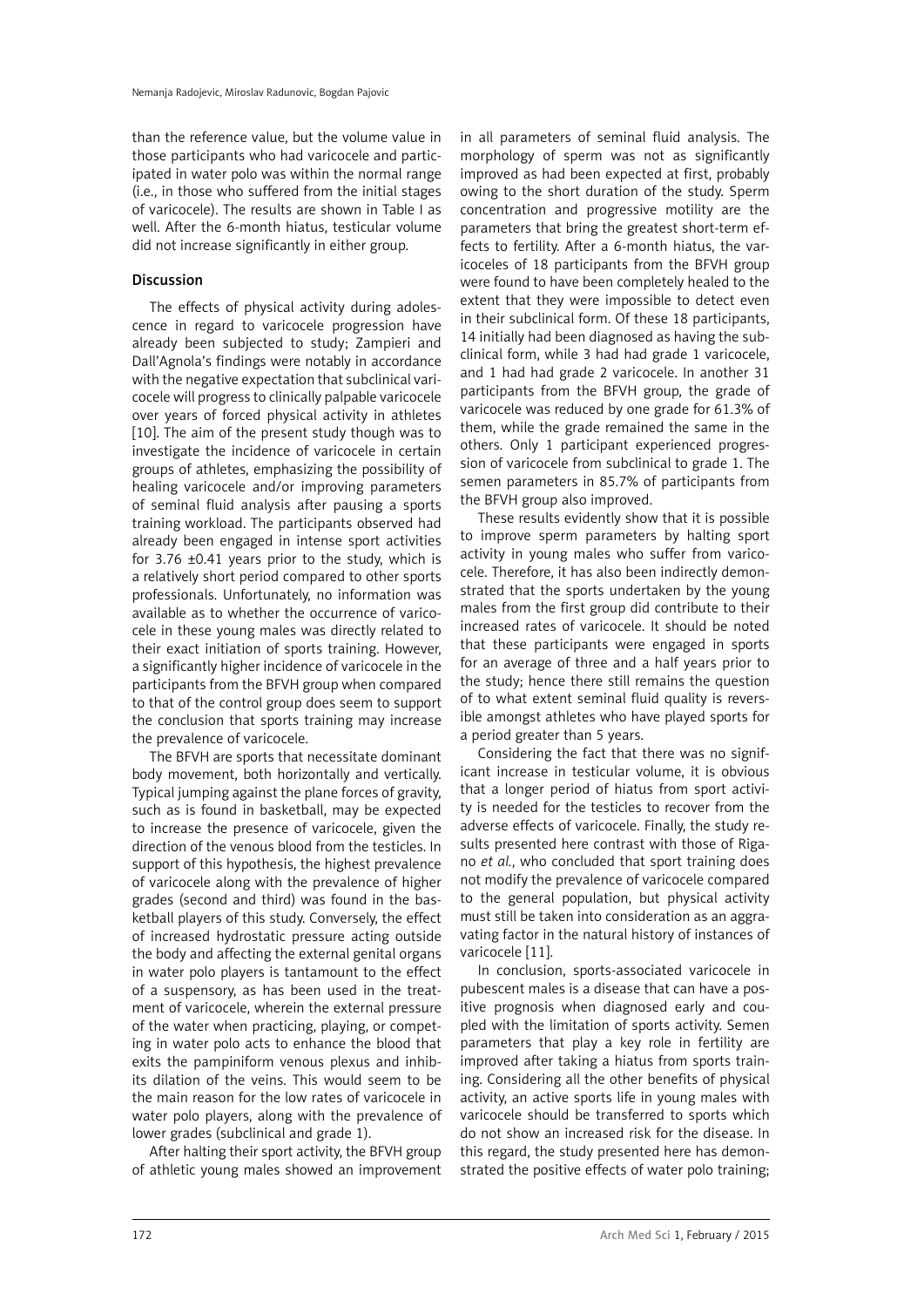than the reference value, but the volume value in those participants who had varicocele and participated in water polo was within the normal range (i.e., in those who suffered from the initial stages of varicocele). The results are shown in Table I as well. After the 6-month hiatus, testicular volume did not increase significantly in either group.

## Discussion

The effects of physical activity during adolescence in regard to varicocele progression have already been subjected to study; Zampieri and Dall'Agnola's findings were notably in accordance with the negative expectation that subclinical varicocele will progress to clinically palpable varicocele over years of forced physical activity in athletes [10]. The aim of the present study though was to investigate the incidence of varicocele in certain groups of athletes, emphasizing the possibility of healing varicocele and/or improving parameters of seminal fluid analysis after pausing a sports training workload. The participants observed had already been engaged in intense sport activities for 3.76 ±0.41 years prior to the study, which is a relatively short period compared to other sports professionals. Unfortunately, no information was available as to whether the occurrence of varicocele in these young males was directly related to their exact initiation of sports training. However, a significantly higher incidence of varicocele in the participants from the BFVH group when compared to that of the control group does seem to support the conclusion that sports training may increase the prevalence of varicocele.

The BFVH are sports that necessitate dominant body movement, both horizontally and vertically. Typical jumping against the plane forces of gravity, such as is found in basketball, may be expected to increase the presence of varicocele, given the direction of the venous blood from the testicles. In support of this hypothesis, the highest prevalence of varicocele along with the prevalence of higher grades (second and third) was found in the basketball players of this study. Conversely, the effect of increased hydrostatic pressure acting outside the body and affecting the external genital organs in water polo players is tantamount to the effect of a suspensory, as has been used in the treatment of varicocele, wherein the external pressure of the water when practicing, playing, or competing in water polo acts to enhance the blood that exits the pampiniform venous plexus and inhibits dilation of the veins. This would seem to be the main reason for the low rates of varicocele in water polo players, along with the prevalence of lower grades (subclinical and grade 1).

After halting their sport activity, the BFVH group of athletic young males showed an improvement in all parameters of seminal fluid analysis. The morphology of sperm was not as significantly improved as had been expected at first, probably owing to the short duration of the study. Sperm concentration and progressive motility are the parameters that bring the greatest short-term effects to fertility. After a 6-month hiatus, the varicoceles of 18 participants from the BFVH group were found to have been completely healed to the extent that they were impossible to detect even in their subclinical form. Of these 18 participants, 14 initially had been diagnosed as having the subclinical form, while 3 had had grade 1 varicocele, and 1 had had grade 2 varicocele. In another 31 participants from the BFVH group, the grade of varicocele was reduced by one grade for 61.3% of them, while the grade remained the same in the others. Only 1 participant experienced progression of varicocele from subclinical to grade 1. The semen parameters in 85.7% of participants from the BFVH group also improved.

These results evidently show that it is possible to improve sperm parameters by halting sport activity in young males who suffer from varicocele. Therefore, it has also been indirectly demonstrated that the sports undertaken by the young males from the first group did contribute to their increased rates of varicocele. It should be noted that these participants were engaged in sports for an average of three and a half years prior to the study; hence there still remains the question of to what extent seminal fluid quality is reversible amongst athletes who have played sports for a period greater than 5 years.

Considering the fact that there was no significant increase in testicular volume, it is obvious that a longer period of hiatus from sport activity is needed for the testicles to recover from the adverse effects of varicocele. Finally, the study results presented here contrast with those of Rigano *et al.*, who concluded that sport training does not modify the prevalence of varicocele compared to the general population, but physical activity must still be taken into consideration as an aggravating factor in the natural history of instances of varicocele [11].

In conclusion, sports-associated varicocele in pubescent males is a disease that can have a positive prognosis when diagnosed early and coupled with the limitation of sports activity. Semen parameters that play a key role in fertility are improved after taking a hiatus from sports training. Considering all the other benefits of physical activity, an active sports life in young males with varicocele should be transferred to sports which do not show an increased risk for the disease. In this regard, the study presented here has demonstrated the positive effects of water polo training;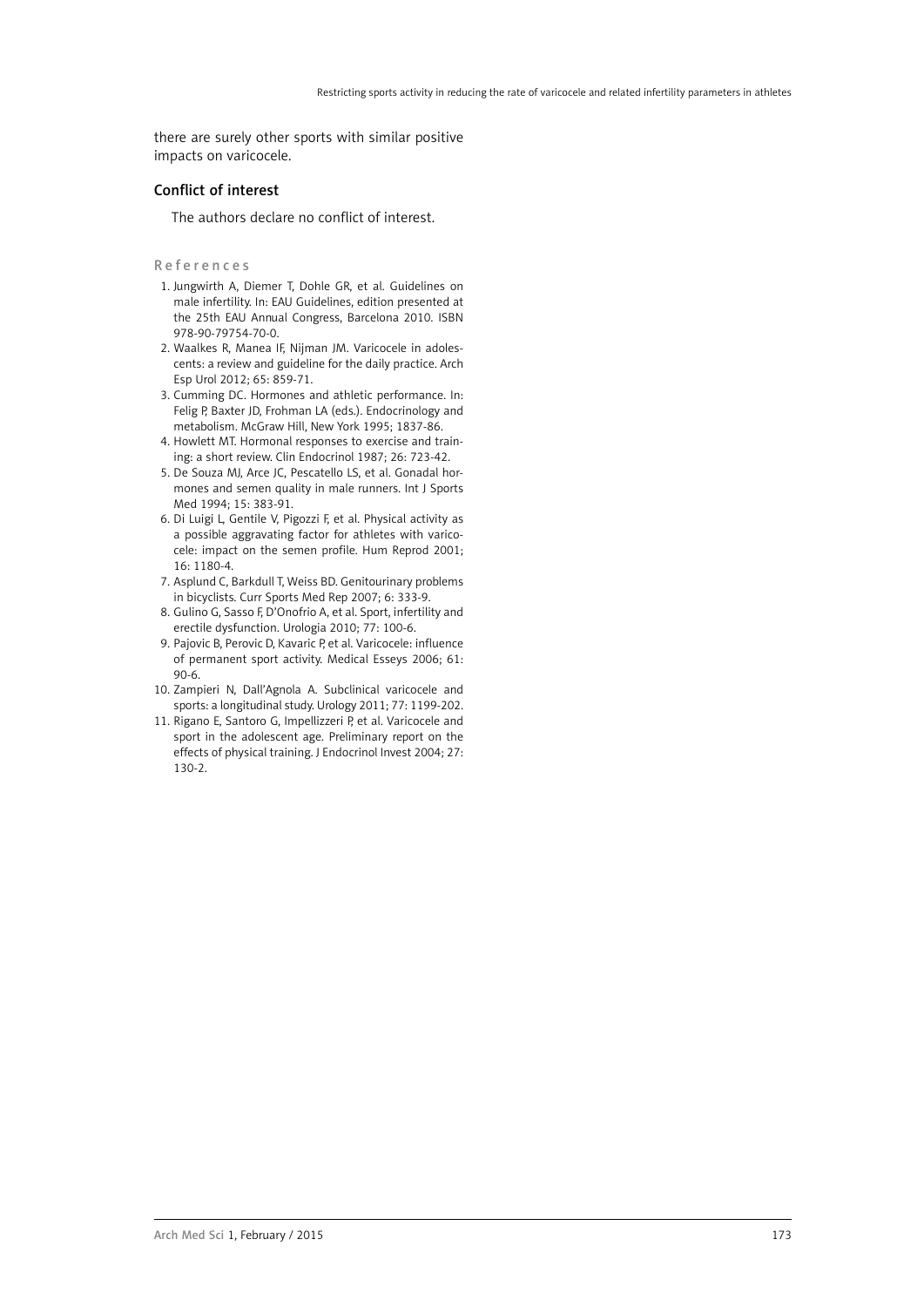there are surely other sports with similar positive impacts on varicocele.

## Conflict of interest

The authors declare no conflict of interest.

## References

1. Jungwirth A, Diemer T, Dohle GR, et al. Guidelines on male infertility. In: EAU Guidelines, edition presented at the 25th EAU Annual Congress, Barcelona 2010. ISBN 978-90-79754-70-0.
2. Waalkes R, Manea IF, Nijman JM. Varicocele in adolescents: a review and guideline for the daily practice. Arch Esp Urol 2012; 65: 859-71.
3. Cumming DC. Hormones and athletic performance. In: Felig P, Baxter JD, Frohman LA (eds.). Endocrinology and metabolism. McGraw Hill, New York 1995; 1837-86.
4. Howlett MT. Hormonal responses to exercise and training: a short review. Clin Endocrinol 1987; 26: 723-42.
5. De Souza MJ, Arce JC, Pescatello LS, et al. Gonadal hormones and semen quality in male runners. Int J Sports Med 1994; 15: 383-91.
6. Di Luigi L, Gentile V, Pigozzi F, et al. Physical activity as a possible aggravating factor for athletes with varicocele: impact on the semen profile. Hum Reprod 2001; 16: 1180-4.
7. Asplund C, Barkdull T, Weiss BD. Genitourinary problems in bicyclists. Curr Sports Med Rep 2007; 6: 333-9.
8. Gulino G, Sasso F, D'Onofrio A, et al. Sport, infertility and erectile dysfunction. Urologia 2010; 77: 100-6.
9. Pajovic B, Perovic D, Kavaric P, et al. Varicocele: influence of permanent sport activity. Medical Esseys 2006; 61: 90-6.
10. Zampieri N, Dall'Agnola A. Subclinical varicocele and sports: a longitudinal study. Urology 2011; 77: 1199-202.
11. Rigano E, Santoro G, Impellizzeri P, et al. Varicocele and sport in the adolescent age. Preliminary report on the effects of physical training. J Endocrinol Invest 2004; 27: 130-2.